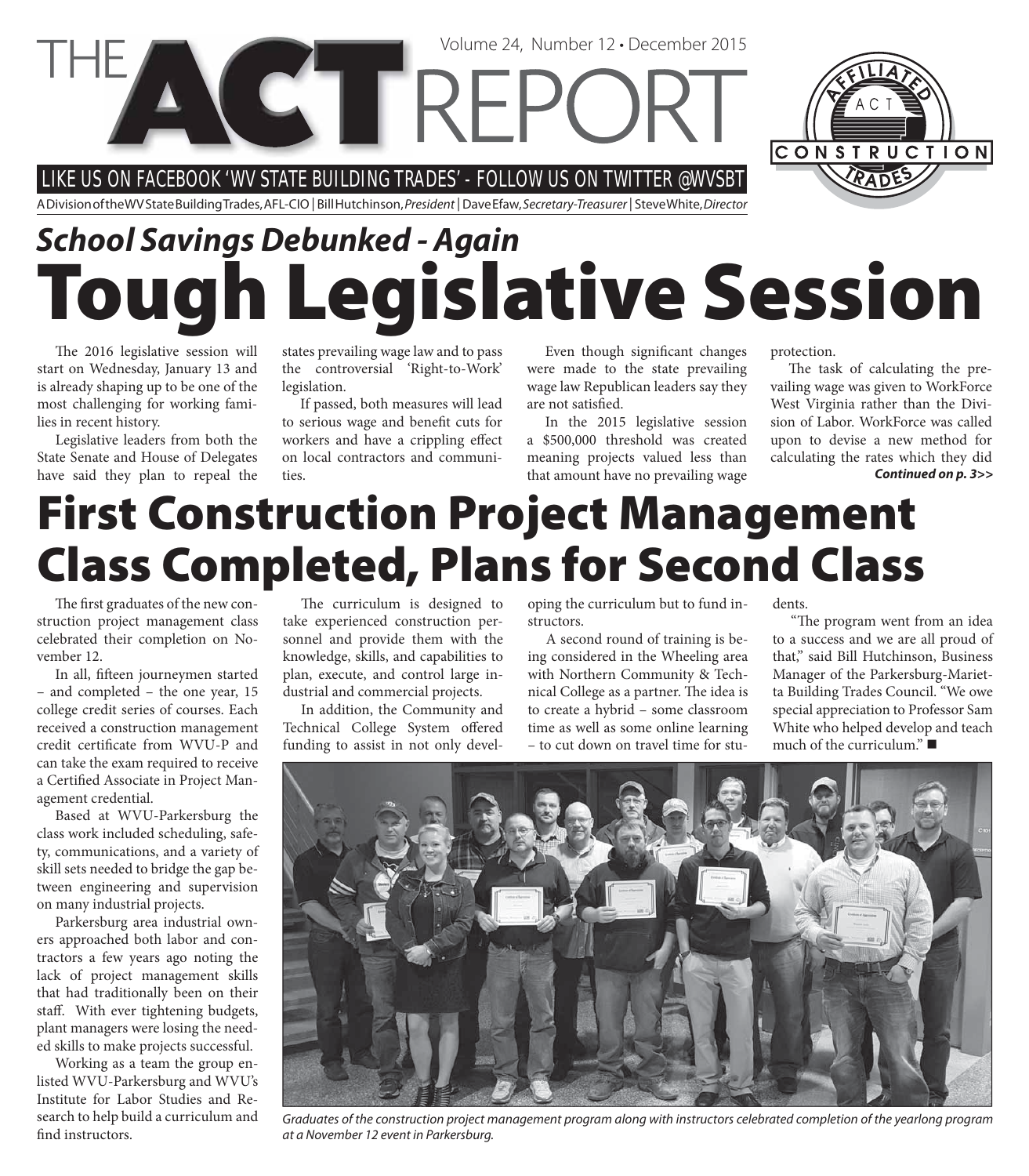# THE ACT REPORT

Volume 24, Number 12 • December 2015

LIKE US ON FACEBOOK 'WV STATE BUILDING TRADES' - FOLLOW US ON TWITTER @WVSBT

A Division of the WV State Building Trades, AFL-CIO | Bill Hutchinson, *President* | Dave Efaw, *Secretary-Treasurer* | Steve White, *Director*

## *School Savings Debunked - Again*

# Tough Legislative Session

The 2016 legislative session will start on Wednesday, January 13 and is already shaping up to be one of the most challenging for working families in recent history.

Legislative leaders from both the State Senate and House of Delegates have said they plan to repeal the states prevailing wage law and to pass the controversial 'Right-to-Work' legislation.

If passed, both measures will lead to serious wage and benefit cuts for workers and have a crippling effect on local contractors and communities.

Even though significant changes were made to the state prevailing wage law Republican leaders say they are not satisfied.

In the 2015 legislative session a $500,000 threshold was created meaning projects valued less than that amount have no prevailing wage protection.

The task of calculating the prevailing wage was given to WorkForce West Virginia rather than the Division of Labor. WorkForce was called upon to devise a new method for calculating the rates which they did

***Continued on p. 3>>***

# First Construction Project Management Class Completed, Plans for Second Class

The first graduates of the new construction project management class celebrated their completion on November 12.

In all, fifteen journeymen started – and completed – the one year, 15 college credit series of courses. Each received a construction management credit certificate from WVU-P and can take the exam required to receive a Certified Associate in Project Management credential.

Based at WVU-Parkersburg the class work included scheduling, safety, communications, and a variety of skill sets needed to bridge the gap between engineering and supervision on many industrial projects.

Parkersburg area industrial owners approached both labor and contractors a few years ago noting the lack of project management skills that had traditionally been on their staff. With ever tightening budgets, plant managers were losing the needed skills to make projects successful.

Working as a team the group enlisted WVU-Parkersburg and WVU's Institute for Labor Studies and Research to help build a curriculum and find instructors.

The curriculum is designed to take experienced construction personnel and provide them with the knowledge, skills, and capabilities to plan, execute, and control large industrial and commercial projects.

In addition, the Community and Technical College System offered funding to assist in not only developing the curriculum but to fund instructors.

A second round of training is being considered in the Wheeling area with Northern Community & Technical College as a partner. The idea is to create a hybrid – some classroom time as well as some online learning – to cut down on travel time for students.

"The program went from an idea to a success and we are all proud of that," said Bill Hutchinson, Business Manager of the Parkersburg-Marietta Building Trades Council. "We owe special appreciation to Professor Sam White who helped develop and teach much of the curriculum." ■

*Graduates of the construction project management program along with instructors celebrated completion of the yearlong program at a November 12 event in Parkersburg.*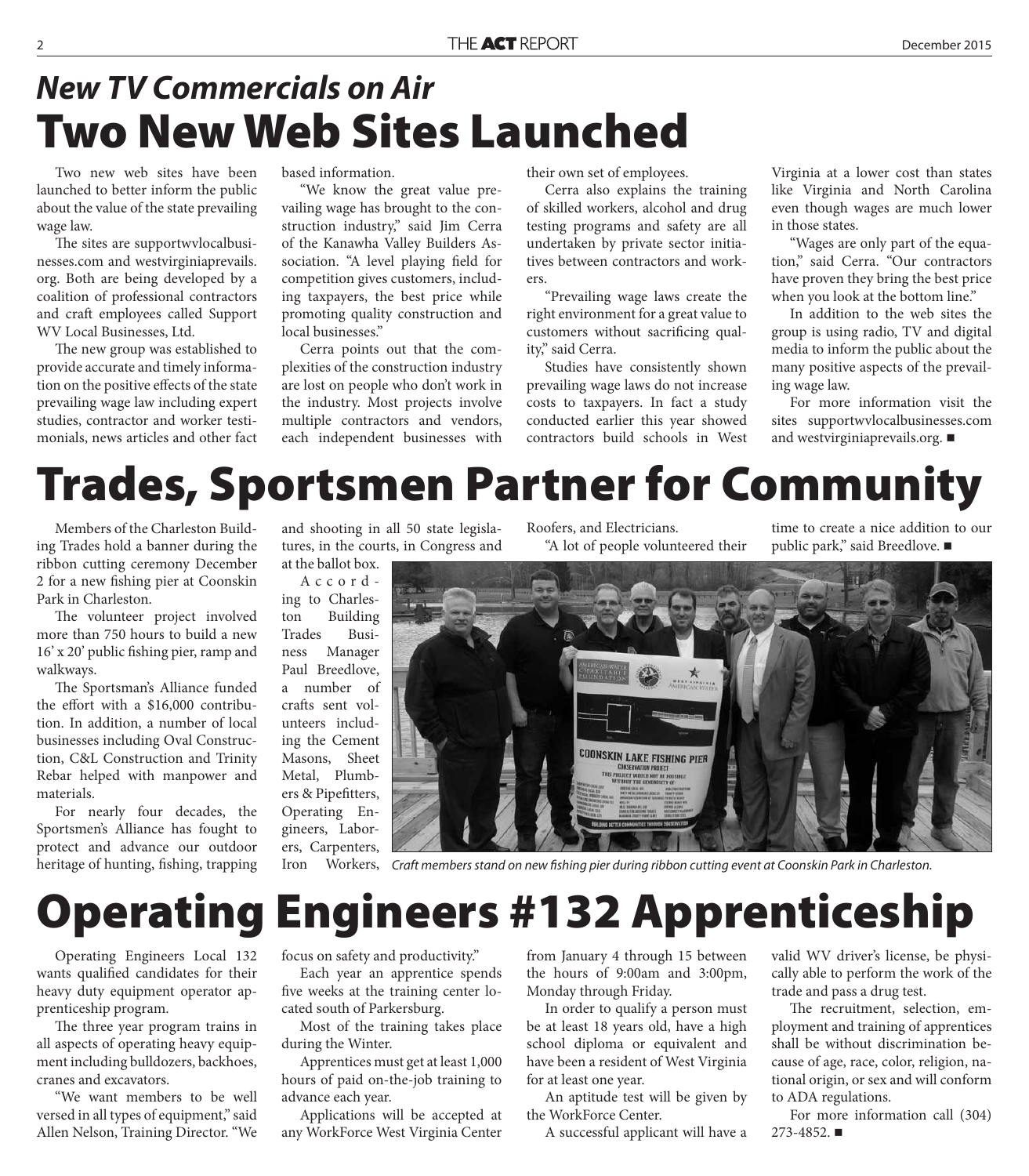## *New TV Commercials on Air*

# Two New Web Sites Launched

Two new web sites have been launched to better inform the public about the value of the state prevailing wage law.

The sites are supportwvlocalbusinesses.com and westvirginiaprevails.org. Both are being developed by a coalition of professional contractors and craft employees called Support WV Local Businesses, Ltd.

The new group was established to provide accurate and timely information on the positive effects of the state prevailing wage law including expert studies, contractor and worker testimonials, news articles and other fact based information.

"We know the great value prevailing wage has brought to the construction industry," said Jim Cerra of the Kanawha Valley Builders Association. "A level playing field for competition gives customers, including taxpayers, the best price while promoting quality construction and local businesses."

Cerra points out that the complexities of the construction industry are lost on people who don't work in the industry. Most projects involve multiple contractors and vendors, each independent businesses with their own set of employees.

Cerra also explains the training of skilled workers, alcohol and drug testing programs and safety are all undertaken by private sector initiatives between contractors and workers.

"Prevailing wage laws create the right environment for a great value to customers without sacrificing quality," said Cerra.

Studies have consistently shown prevailing wage laws do not increase costs to taxpayers. In fact a study conducted earlier this year showed contractors build schools in West Virginia at a lower cost than states like Virginia and North Carolina even though wages are much lower in those states.

"Wages are only part of the equation," said Cerra. "Our contractors have proven they bring the best price when you look at the bottom line."

In addition to the web sites the group is using radio, TV and digital media to inform the public about the many positive aspects of the prevailing wage law.

For more information visit the sites supportwvlocalbusinesses.com and westvirginiaprevails.org. ■

# Trades, Sportsmen Partner for Community

Members of the Charleston Building Trades hold a banner during the ribbon cutting ceremony December 2 for a new fishing pier at Coonskin Park in Charleston.

The volunteer project involved more than 750 hours to build a new 16' x 20' public fishing pier, ramp and walkways.

The Sportsman's Alliance funded the effort with a $16,000 contribution. In addition, a number of local businesses including Oval Construction, C&L Construction and Trinity Rebar helped with manpower and materials.

For nearly four decades, the Sportsmen's Alliance has fought to protect and advance our outdoor heritage of hunting, fishing, trapping and shooting in all 50 state legislatures, in the courts, in Congress and at the ballot box.

According to Charleston Building Trades Business Manager Paul Breedlove, a number of crafts sent volunteers including the Cement Masons, Sheet Metal, Plumbers & Pipefitters, Operating Engineers, Laborers, Carpenters, Iron Workers, Roofers, and Electricians.

"A lot of people volunteered their time to create a nice addition to our public park," said Breedlove. ■

*Craft members stand on new fishing pier during ribbon cutting event at Coonskin Park in Charleston.*

# Operating Engineers #132 Apprenticeship

Operating Engineers Local 132 wants qualified candidates for their heavy duty equipment operator apprenticeship program.

The three year program trains in all aspects of operating heavy equipment including bulldozers, backhoes, cranes and excavators.

"We want members to be well versed in all types of equipment," said Allen Nelson, Training Director. "We focus on safety and productivity."

Each year an apprentice spends five weeks at the training center located south of Parkersburg.

Most of the training takes place during the Winter.

Apprentices must get at least 1,000 hours of paid on-the-job training to advance each year.

Applications will be accepted at any WorkForce West Virginia Center from January 4 through 15 between the hours of 9:00am and 3:00pm, Monday through Friday.

In order to qualify a person must be at least 18 years old, have a high school diploma or equivalent and have been a resident of West Virginia for at least one year.

An aptitude test will be given by the WorkForce Center.

A successful applicant will have a valid WV driver's license, be physically able to perform the work of the trade and pass a drug test.

The recruitment, selection, employment and training of apprentices shall be without discrimination because of age, race, color, religion, national origin, or sex and will conform to ADA regulations.

For more information call (304) 273-4852. ■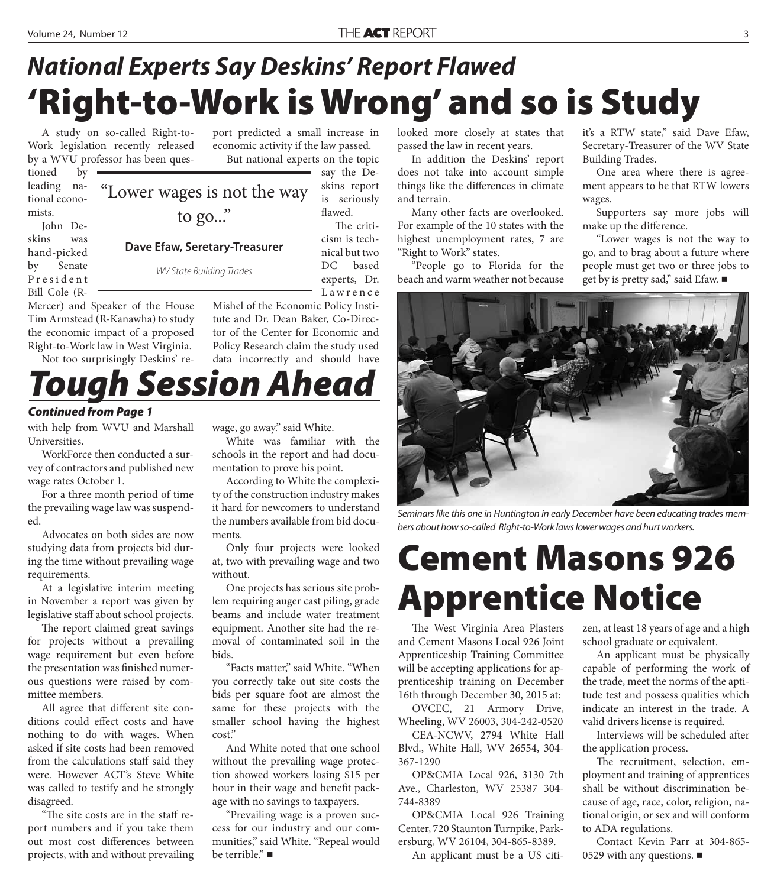## *National Experts Say Deskins' Report Flawed*

# 'Right-to-Work is Wrong' and so is Study

A study on so-called Right-to-Work legislation recently released by a WVU professor has been questioned by leading national economists.

John Deskins was hand-picked by Senate President Bill Cole (R-Mercer) and Speaker of the House Tim Armstead (R-Kanawha) to study the economic impact of a proposed Right-to-Work law in West Virginia.

Not too surprisingly Deskins' report predicted a small increase in economic activity if the law passed.

But national experts on the topic say the Deskins report is seriously flawed.

> "Lower wages is not the way to go..."
>
> **Dave Efaw, Seretary-Treasurer**
>
> *WV State Building Trades*

The criticism is technical but two DC based experts, Dr. Lawrence Mishel of the Economic Policy Institute and Dr. Dean Baker, Co-Director of the Center for Economic and Policy Research claim the study used data incorrectly and should have looked more closely at states that passed the law in recent years.

In addition the Deskins' report does not take into account simple things like the differences in climate and terrain.

Many other facts are overlooked. For example of the 10 states with the highest unemployment rates, 7 are "Right to Work" states.

"People go to Florida for the beach and warm weather not because it's a RTW state," said Dave Efaw, Secretary-Treasurer of the WV State Building Trades.

One area where there is agreement appears to be that RTW lowers wages.

Supporters say more jobs will make up the difference.

"Lower wages is not the way to go, and to brag about a future where people must get two or three jobs to get by is pretty sad," said Efaw. ■

*Seminars like this one in Huntington in early December have been educating trades members about how so-called Right-to-Work laws lower wages and hurt workers.*

# *Tough Session Ahead*

***Continued from Page 1***

with help from WVU and Marshall Universities.

WorkForce then conducted a survey of contractors and published new wage rates October 1.

For a three month period of time the prevailing wage law was suspended.

Advocates on both sides are now studying data from projects bid during the time without prevailing wage requirements.

At a legislative interim meeting in November a report was given by legislative staff about school projects.

The report claimed great savings for projects without a prevailing wage requirement but even before the presentation was finished numerous questions were raised by committee members.

All agree that different site conditions could effect costs and have nothing to do with wages. When asked if site costs had been removed from the calculations staff said they were. However ACT's Steve White was called to testify and he strongly disagreed.

"The site costs are in the staff report numbers and if you take them out most cost differences between projects, with and without prevailing wage, go away." said White.

White was familiar with the schools in the report and had documentation to prove his point.

According to White the complexity of the construction industry makes it hard for newcomers to understand the numbers available from bid documents.

Only four projects were looked at, two with prevailing wage and two without.

One projects has serious site problem requiring auger cast piling, grade beams and include water treatment equipment. Another site had the removal of contaminated soil in the bids.

"Facts matter," said White. "When you correctly take out site costs the bids per square foot are almost the same for these projects with the smaller school having the highest cost."

And White noted that one school without the prevailing wage protection showed workers losing $15 per hour in their wage and benefit package with no savings to taxpayers.

"Prevailing wage is a proven success for our industry and our communities," said White. "Repeal would be terrible." ■

# Cement Masons 926 Apprentice Notice

The West Virginia Area Plasters and Cement Masons Local 926 Joint Apprenticeship Training Committee will be accepting applications for apprenticeship training on December 16th through December 30, 2015 at:

OVCEC, 21 Armory Drive, Wheeling, WV 26003, 304-242-0520

CEA-NCWV, 2794 White Hall Blvd., White Hall, WV 26554, 304-367-1290

OP&CMIA Local 926, 3130 7th Ave., Charleston, WV 25387 304-744-8389

OP&CMIA Local 926 Training Center, 720 Staunton Turnpike, Parkersburg, WV 26104, 304-865-8389.

An applicant must be a US citizen, at least 18 years of age and a high school graduate or equivalent.

An applicant must be physically capable of performing the work of the trade, meet the norms of the aptitude test and possess qualities which indicate an interest in the trade. A valid drivers license is required.

Interviews will be scheduled after the application process.

The recruitment, selection, employment and training of apprentices shall be without discrimination because of age, race, color, religion, national origin, or sex and will conform to ADA regulations.

Contact Kevin Parr at 304-865-0529 with any questions. ■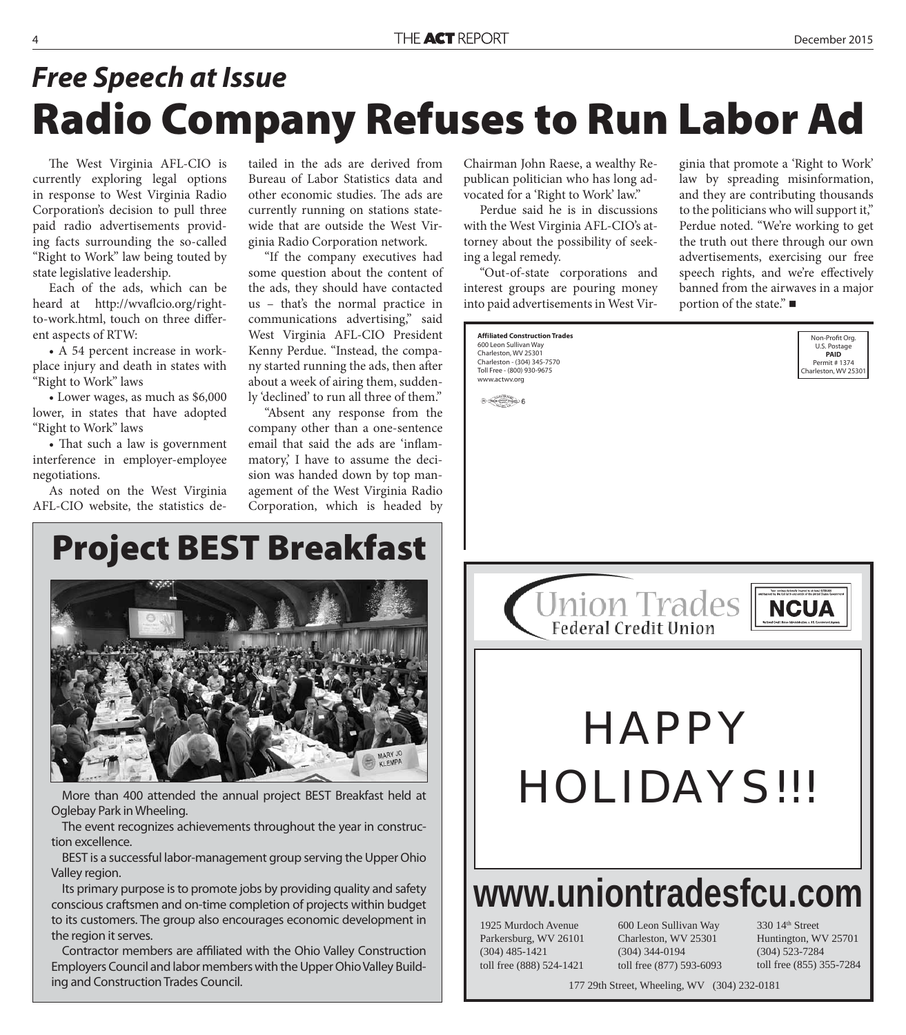## *Free Speech at Issue*

# Radio Company Refuses to Run Labor Ad

The West Virginia AFL-CIO is currently exploring legal options in response to West Virginia Radio Corporation's decision to pull three paid radio advertisements providing facts surrounding the so-called "Right to Work" law being touted by state legislative leadership.

Each of the ads, which can be heard at http://wvaflcio.org/right-to-work.html, touch on three different aspects of RTW:

- A 54 percent increase in workplace injury and death in states with "Right to Work" laws
- Lower wages, as much as $6,000 lower, in states that have adopted "Right to Work" laws
- That such a law is government interference in employer-employee negotiations.

As noted on the West Virginia AFL-CIO website, the statistics detailed in the ads are derived from Bureau of Labor Statistics data and other economic studies. The ads are currently running on stations statewide that are outside the West Virginia Radio Corporation network.

"If the company executives had some question about the content of the ads, they should have contacted us – that's the normal practice in communications advertising," said West Virginia AFL-CIO President Kenny Perdue. "Instead, the company started running the ads, then after about a week of airing them, suddenly 'declined' to run all three of them."

"Absent any response from the company other than a one-sentence email that said the ads are 'inflammatory,' I have to assume the decision was handed down by top management of the West Virginia Radio Corporation, which is headed by Chairman John Raese, a wealthy Republican politician who has long advocated for a 'Right to Work' law."

Perdue said he is in discussions with the West Virginia AFL-CIO's attorney about the possibility of seeking a legal remedy.

"Out-of-state corporations and interest groups are pouring money into paid advertisements in West Virginia that promote a 'Right to Work' law by spreading misinformation, and they are contributing thousands to the politicians who will support it," Perdue noted. "We're working to get the truth out there through our own advertisements, exercising our free speech rights, and we're effectively banned from the airwaves in a major portion of the state." ■

**Affiliated Construction Trades**
600 Leon Sullivan Way
Charleston, WV 25301
Charleston - (304) 345-7570
Toll Free - (800) 930-9675
www.actwv.org

Non-Profit Org.
U.S. Postage
**PAID**
Permit # 1374
Charleston, WV 25301

# Project BEST Breakfast

More than 400 attended the annual project BEST Breakfast held at Oglebay Park in Wheeling.

The event recognizes achievements throughout the year in construction excellence.

BEST is a successful labor-management group serving the Upper Ohio Valley region.

Its primary purpose is to promote jobs by providing quality and safety conscious craftsmen and on-time completion of projects within budget to its customers. The group also encourages economic development in the region it serves.

Contractor members are affiliated with the Ohio Valley Construction Employers Council and labor members with the Upper Ohio Valley Building and Construction Trades Council.

**Union Trades**
Federal Credit Union

NCUA

HAPPY HOLIDAYS!!!

**www.uniontradesfcu.com**

1925 Murdoch Avenue
Parkersburg, WV 26101
(304) 485-1421
toll free (888) 524-1421

600 Leon Sullivan Way
Charleston, WV 25301
(304) 344-0194
toll free (877) 593-6093

330 14th Street
Huntington, WV 25701
(304) 523-7284
toll free (855) 355-7284

177 29th Street, Wheeling, WV (304) 232-0181